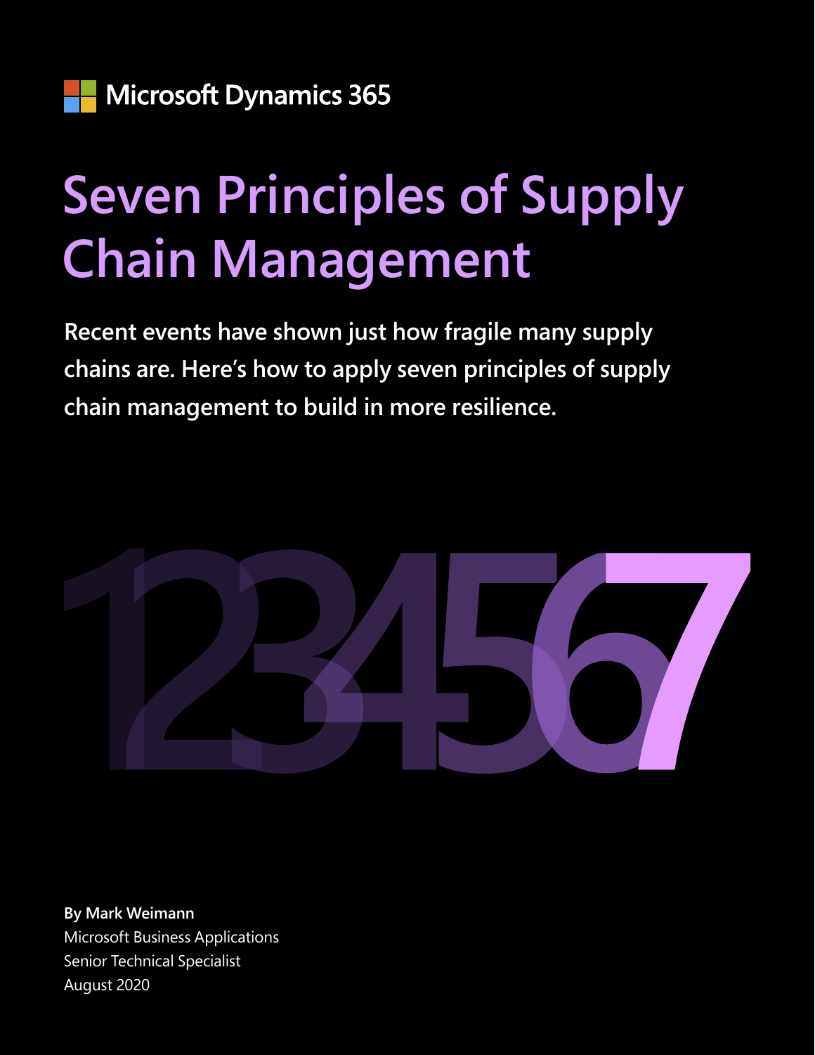Microsoft Dynamics 365

# Seven Principles of Supply Chain Management

**Recent events have shown just how fragile many supply chains are. Here's how to apply seven principles of supply chain management to build in more resilience.**

1234567

**By Mark Weimann**
Microsoft Business Applications
Senior Technical Specialist
August 2020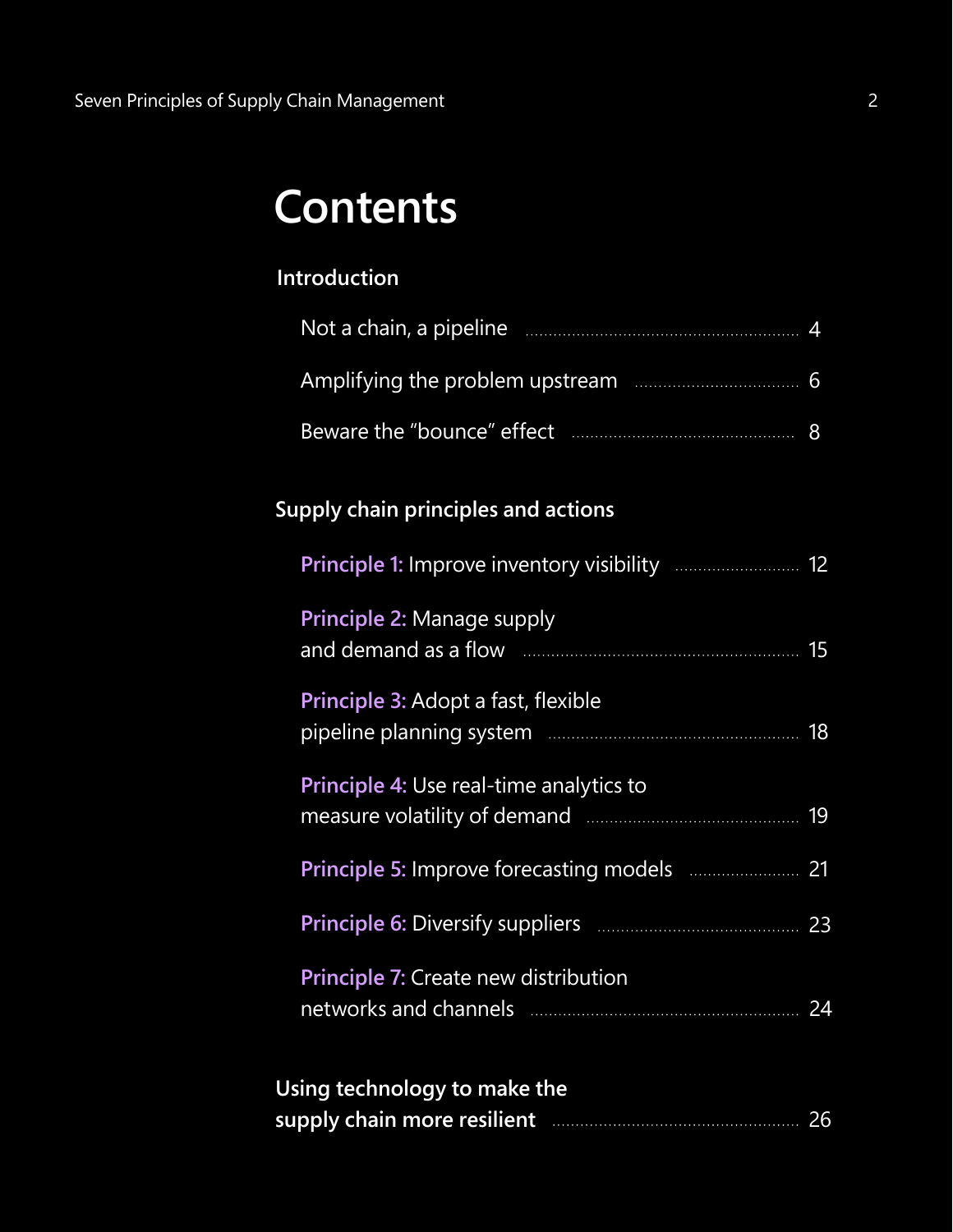# Contents

## Introduction

- Not a chain, a pipeline ........ 4
- Amplifying the problem upstream ........ 6
- Beware the "bounce" effect ........ 8

## Supply chain principles and actions

- **Principle 1:** Improve inventory visibility ........ 12
- **Principle 2:** Manage supply and demand as a flow ........ 15
- **Principle 3:** Adopt a fast, flexible pipeline planning system ........ 18
- **Principle 4:** Use real-time analytics to measure volatility of demand ........ 19
- **Principle 5:** Improve forecasting models ........ 21
- **Principle 6:** Diversify suppliers ........ 23
- **Principle 7:** Create new distribution networks and channels ........ 24

## Using technology to make the supply chain more resilient ........ 26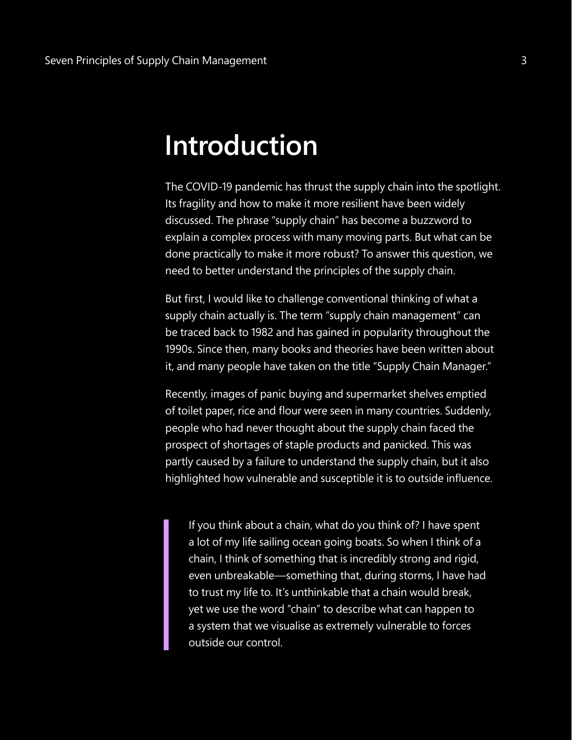# Introduction

The COVID-19 pandemic has thrust the supply chain into the spotlight. Its fragility and how to make it more resilient have been widely discussed. The phrase "supply chain" has become a buzzword to explain a complex process with many moving parts. But what can be done practically to make it more robust? To answer this question, we need to better understand the principles of the supply chain.

But first, I would like to challenge conventional thinking of what a supply chain actually is. The term "supply chain management" can be traced back to 1982 and has gained in popularity throughout the 1990s. Since then, many books and theories have been written about it, and many people have taken on the title "Supply Chain Manager."

Recently, images of panic buying and supermarket shelves emptied of toilet paper, rice and flour were seen in many countries. Suddenly, people who had never thought about the supply chain faced the prospect of shortages of staple products and panicked. This was partly caused by a failure to understand the supply chain, but it also highlighted how vulnerable and susceptible it is to outside influence.

> If you think about a chain, what do you think of? I have spent a lot of my life sailing ocean going boats. So when I think of a chain, I think of something that is incredibly strong and rigid, even unbreakable—something that, during storms, I have had to trust my life to. It's unthinkable that a chain would break, yet we use the word "chain" to describe what can happen to a system that we visualise as extremely vulnerable to forces outside our control.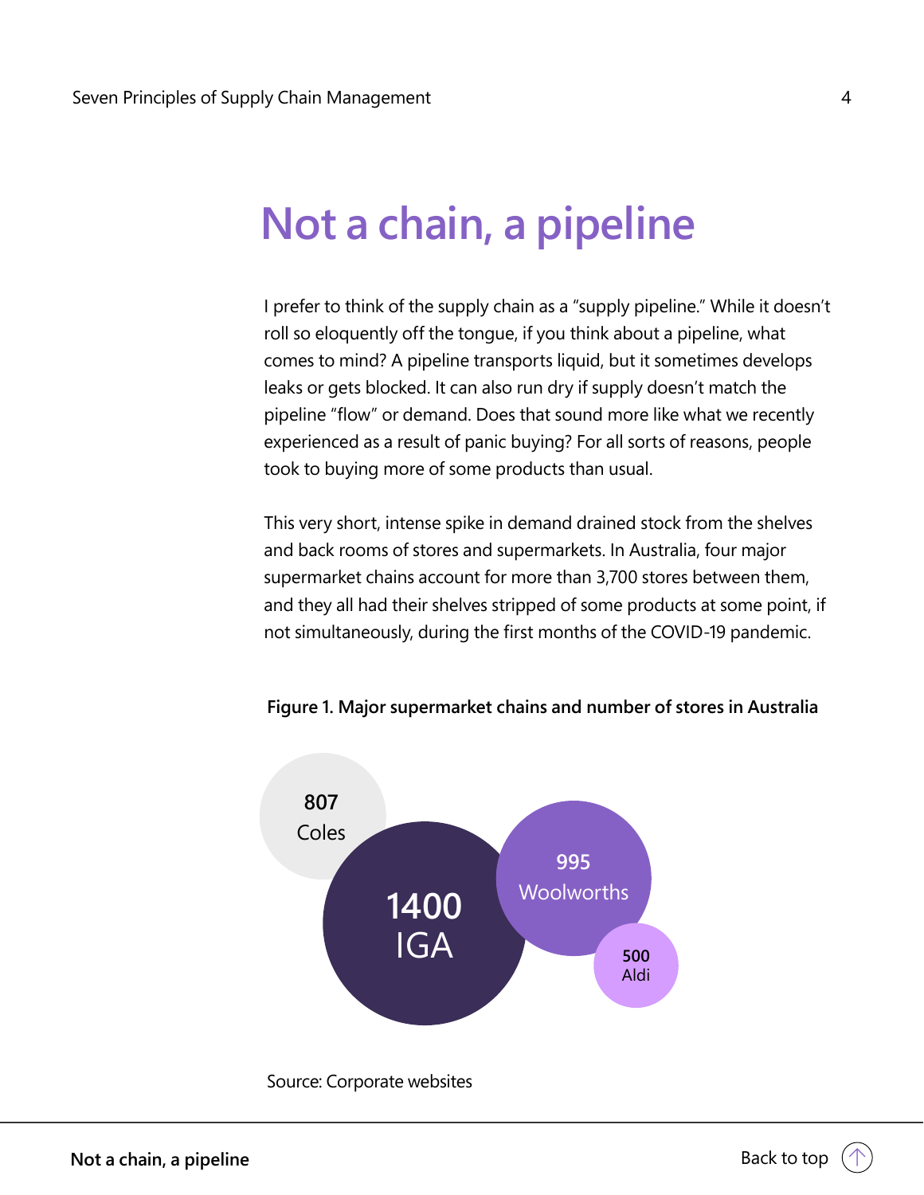# Not a chain, a pipeline

I prefer to think of the supply chain as a "supply pipeline." While it doesn't roll so eloquently off the tongue, if you think about a pipeline, what comes to mind? A pipeline transports liquid, but it sometimes develops leaks or gets blocked. It can also run dry if supply doesn't match the pipeline "flow" or demand. Does that sound more like what we recently experienced as a result of panic buying? For all sorts of reasons, people took to buying more of some products than usual.

This very short, intense spike in demand drained stock from the shelves and back rooms of stores and supermarkets. In Australia, four major supermarket chains account for more than 3,700 stores between them, and they all had their shelves stripped of some products at some point, if not simultaneously, during the first months of the COVID-19 pandemic.

**Figure 1. Major supermarket chains and number of stores in Australia**

**807** Coles

**1400** IGA

**995** Woolworths

**500** Aldi

Source: Corporate websites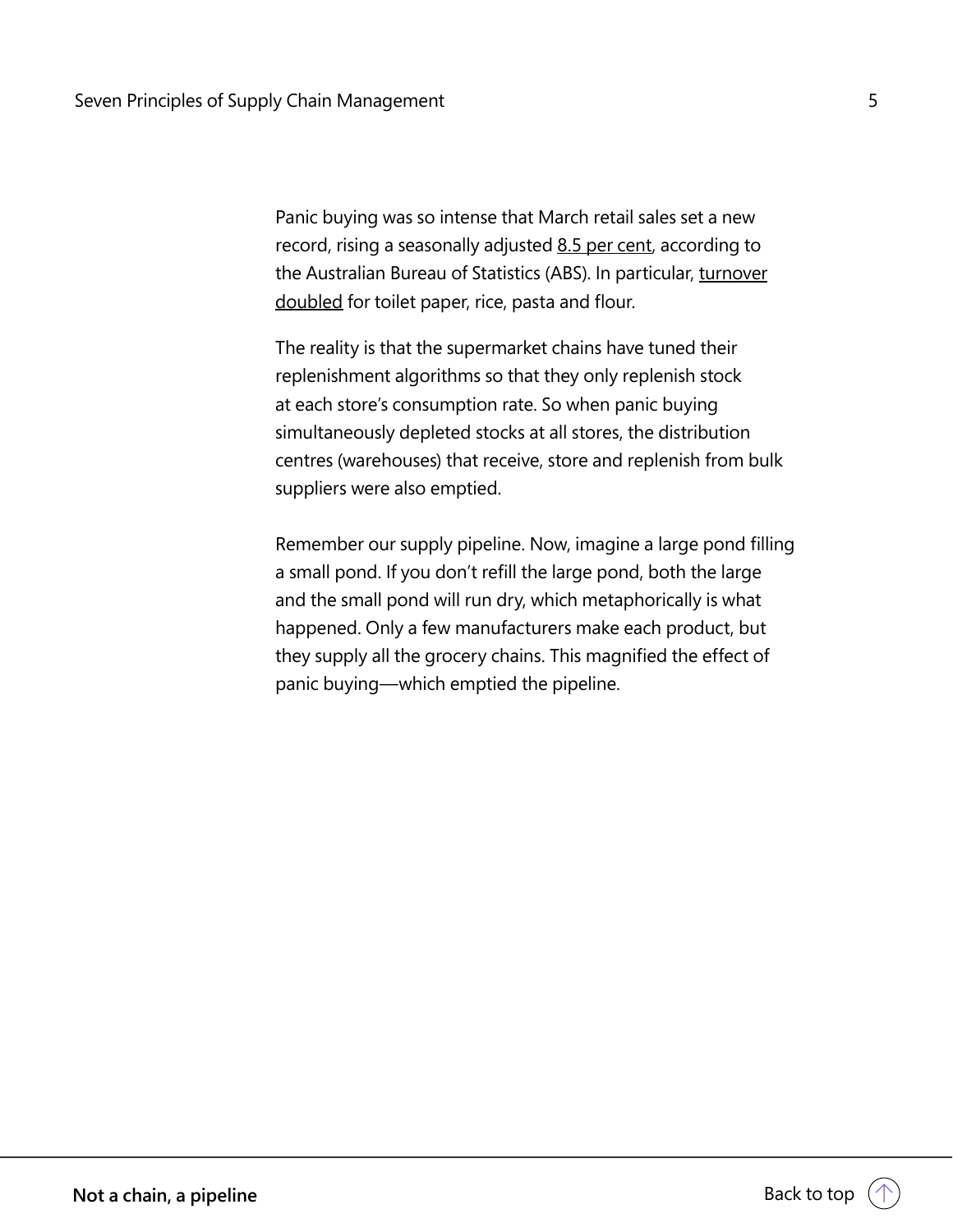Panic buying was so intense that March retail sales set a new record, rising a seasonally adjusted 8.5 per cent, according to the Australian Bureau of Statistics (ABS). In particular, turnover doubled for toilet paper, rice, pasta and flour.

The reality is that the supermarket chains have tuned their replenishment algorithms so that they only replenish stock at each store's consumption rate. So when panic buying simultaneously depleted stocks at all stores, the distribution centres (warehouses) that receive, store and replenish from bulk suppliers were also emptied.

Remember our supply pipeline. Now, imagine a large pond filling a small pond. If you don't refill the large pond, both the large and the small pond will run dry, which metaphorically is what happened. Only a few manufacturers make each product, but they supply all the grocery chains. This magnified the effect of panic buying—which emptied the pipeline.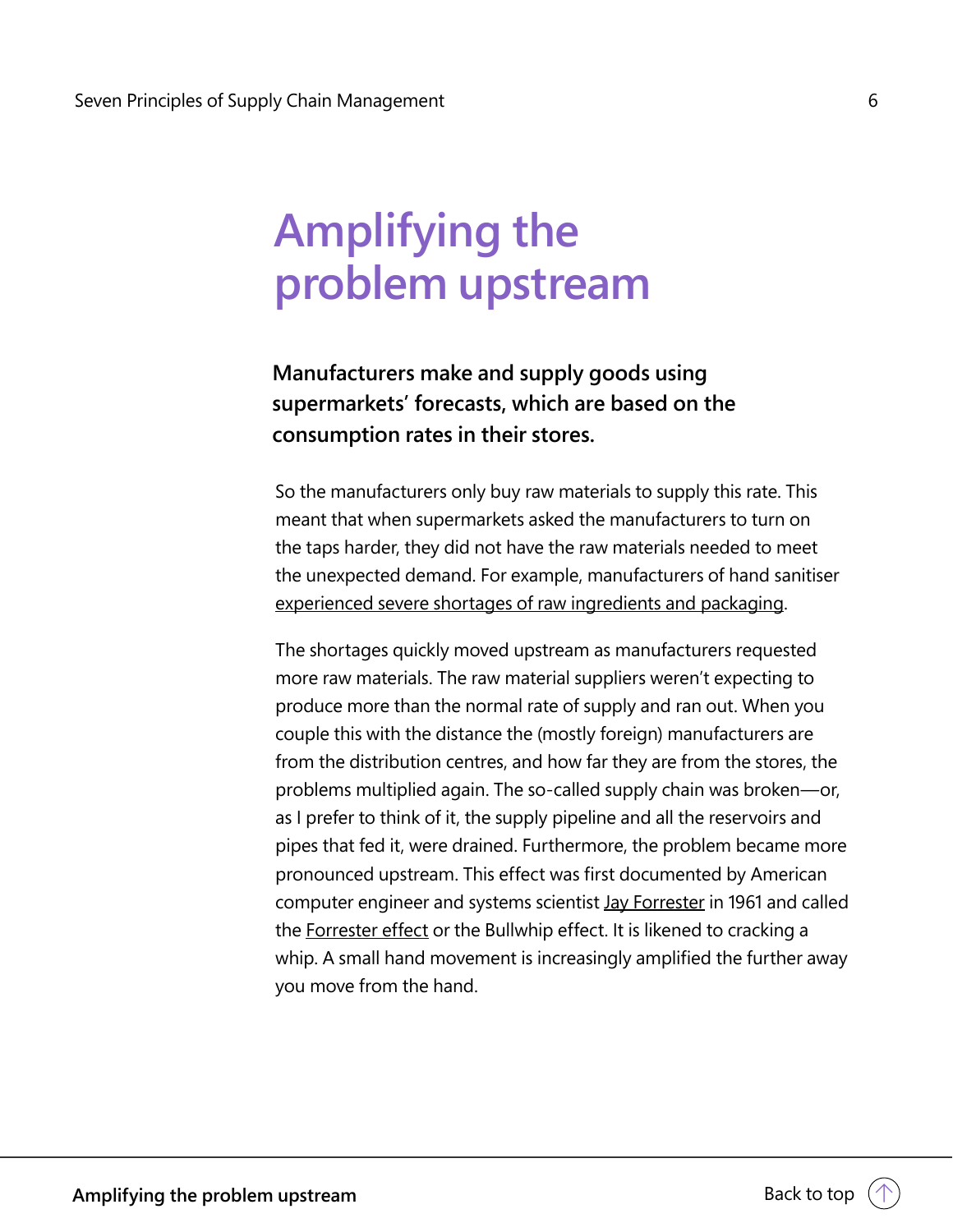# Amplifying the problem upstream

**Manufacturers make and supply goods using supermarkets' forecasts, which are based on the consumption rates in their stores.**

So the manufacturers only buy raw materials to supply this rate. This meant that when supermarkets asked the manufacturers to turn on the taps harder, they did not have the raw materials needed to meet the unexpected demand. For example, manufacturers of hand sanitiser experienced severe shortages of raw ingredients and packaging.

The shortages quickly moved upstream as manufacturers requested more raw materials. The raw material suppliers weren't expecting to produce more than the normal rate of supply and ran out. When you couple this with the distance the (mostly foreign) manufacturers are from the distribution centres, and how far they are from the stores, the problems multiplied again. The so-called supply chain was broken—or, as I prefer to think of it, the supply pipeline and all the reservoirs and pipes that fed it, were drained. Furthermore, the problem became more pronounced upstream. This effect was first documented by American computer engineer and systems scientist Jay Forrester in 1961 and called the Forrester effect or the Bullwhip effect. It is likened to cracking a whip. A small hand movement is increasingly amplified the further away you move from the hand.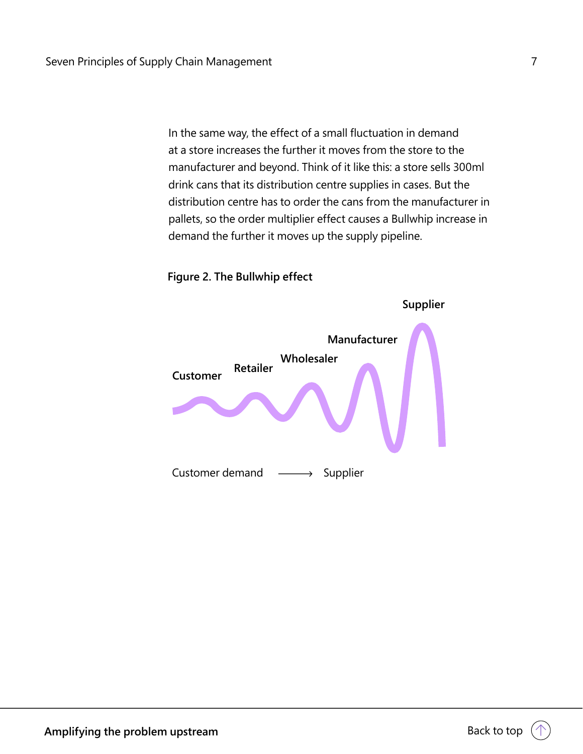In the same way, the effect of a small fluctuation in demand at a store increases the further it moves from the store to the manufacturer and beyond. Think of it like this: a store sells 300ml drink cans that its distribution centre supplies in cases. But the distribution centre has to order the cans from the manufacturer in pallets, so the order multiplier effect causes a Bullwhip increase in demand the further it moves up the supply pipeline.

**Figure 2. The Bullwhip effect**

Customer — Retailer — Wholesaler — Manufacturer — Supplier

Customer demand ⟶ Supplier

**Amplifying the problem upstream**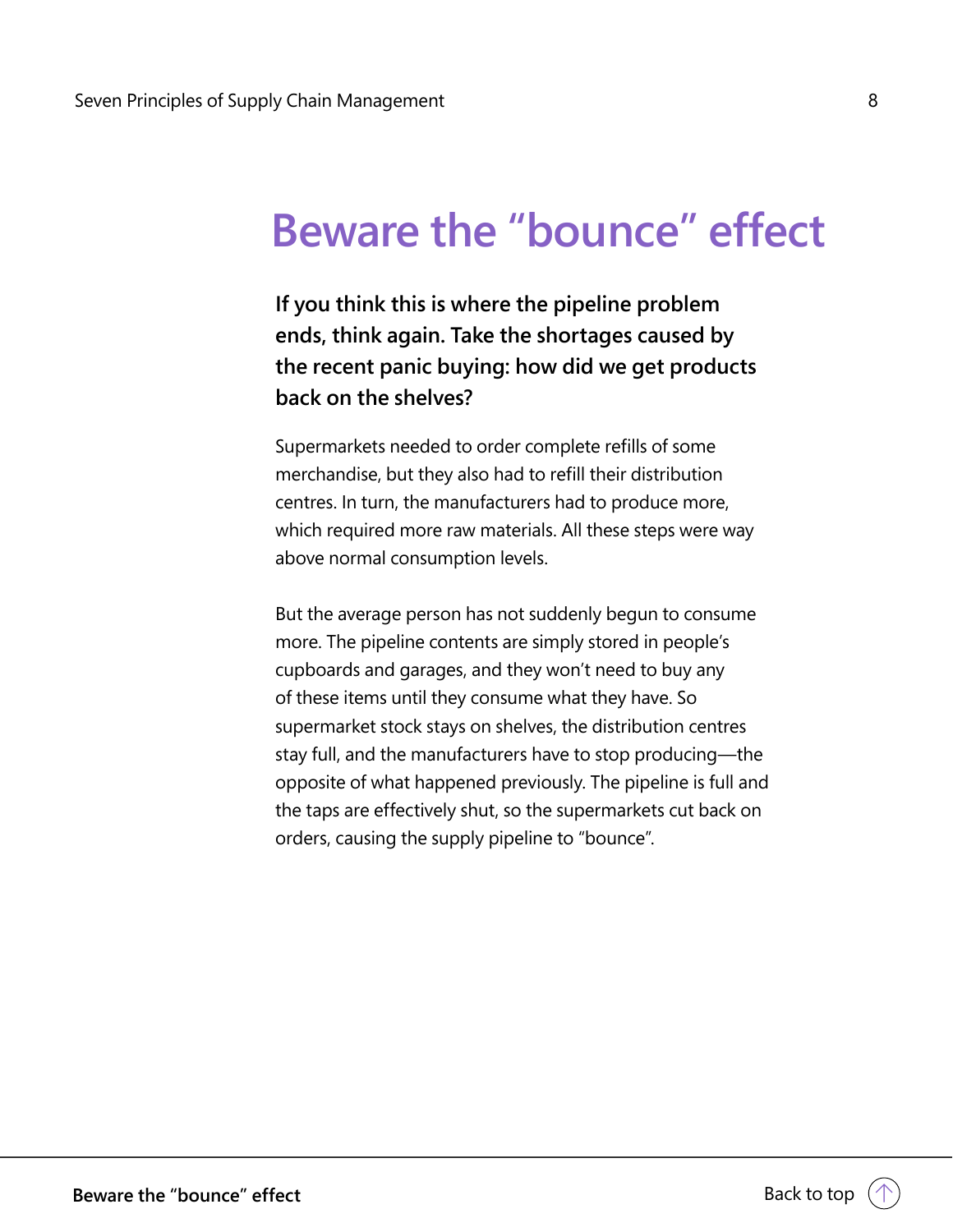# Beware the "bounce" effect

**If you think this is where the pipeline problem ends, think again. Take the shortages caused by the recent panic buying: how did we get products back on the shelves?**

Supermarkets needed to order complete refills of some merchandise, but they also had to refill their distribution centres. In turn, the manufacturers had to produce more, which required more raw materials. All these steps were way above normal consumption levels.

But the average person has not suddenly begun to consume more. The pipeline contents are simply stored in people's cupboards and garages, and they won't need to buy any of these items until they consume what they have. So supermarket stock stays on shelves, the distribution centres stay full, and the manufacturers have to stop producing—the opposite of what happened previously. The pipeline is full and the taps are effectively shut, so the supermarkets cut back on orders, causing the supply pipeline to "bounce".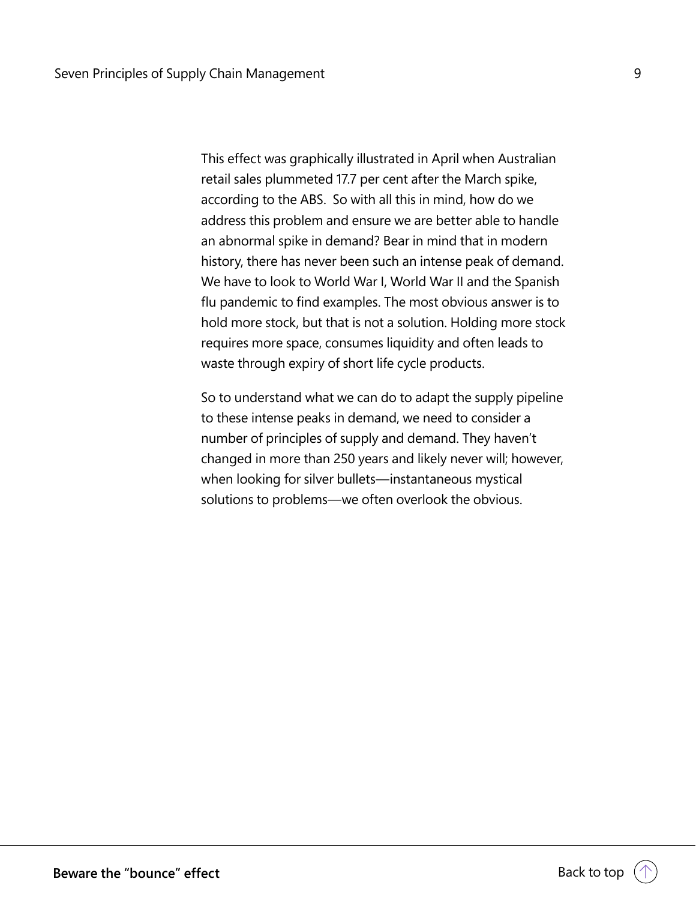This effect was graphically illustrated in April when Australian retail sales plummeted 17.7 per cent after the March spike, according to the ABS. So with all this in mind, how do we address this problem and ensure we are better able to handle an abnormal spike in demand? Bear in mind that in modern history, there has never been such an intense peak of demand. We have to look to World War I, World War II and the Spanish flu pandemic to find examples. The most obvious answer is to hold more stock, but that is not a solution. Holding more stock requires more space, consumes liquidity and often leads to waste through expiry of short life cycle products.

So to understand what we can do to adapt the supply pipeline to these intense peaks in demand, we need to consider a number of principles of supply and demand. They haven't changed in more than 250 years and likely never will; however, when looking for silver bullets—instantaneous mystical solutions to problems—we often overlook the obvious.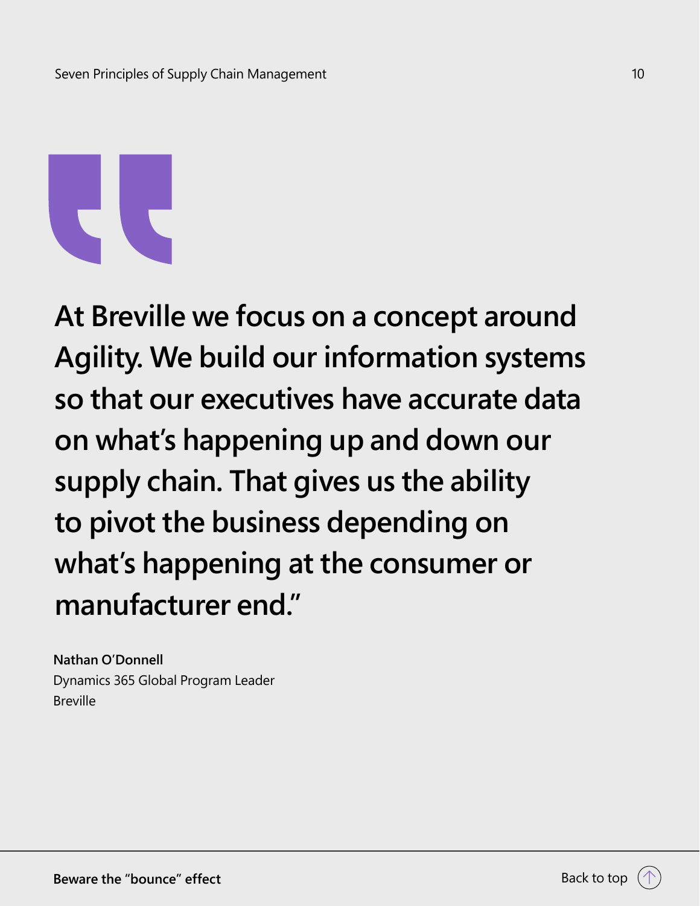> **"At Breville we focus on a concept around Agility. We build our information systems so that our executives have accurate data on what's happening up and down our supply chain. That gives us the ability to pivot the business depending on what's happening at the consumer or manufacturer end."**

**Nathan O'Donnell**
Dynamics 365 Global Program Leader
Breville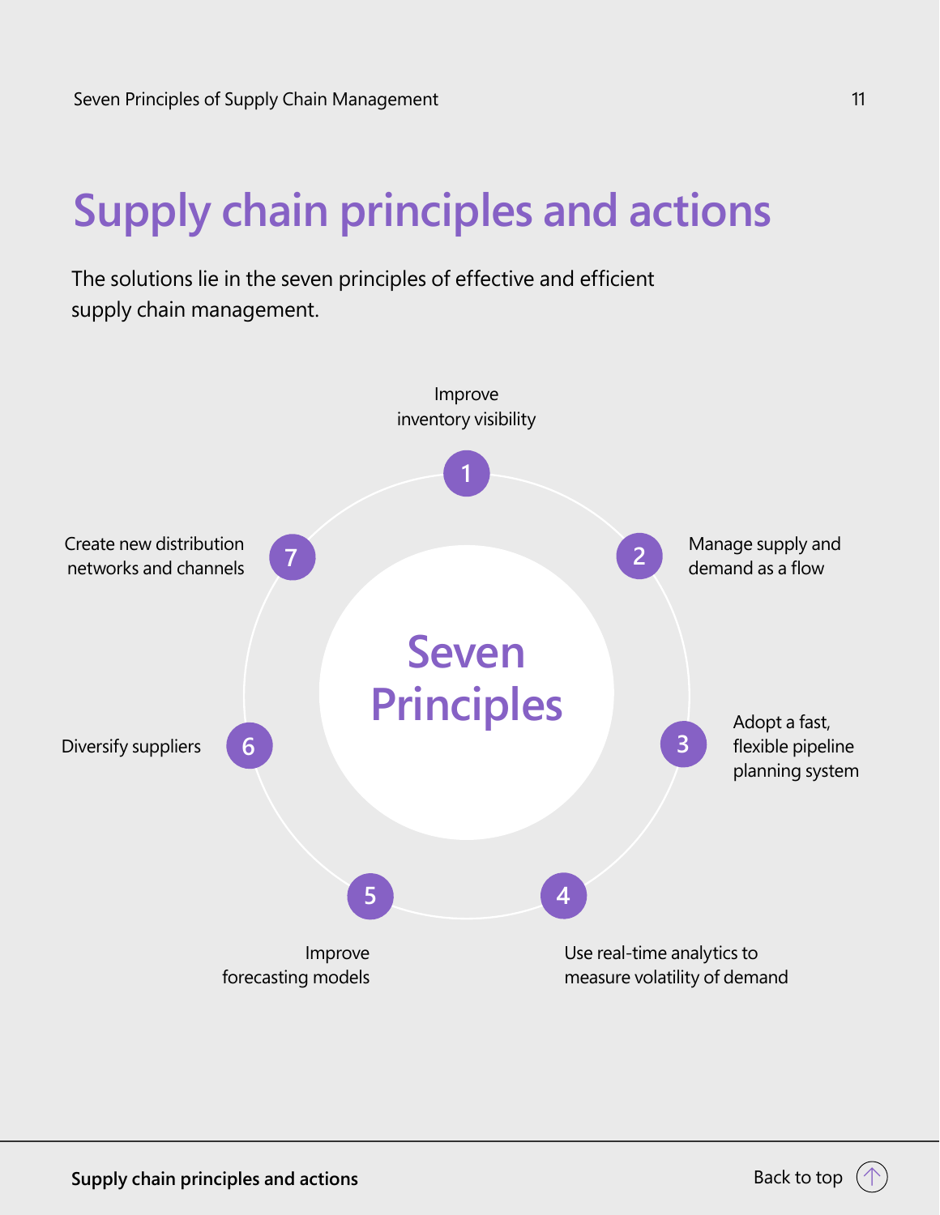# Supply chain principles and actions

The solutions lie in the seven principles of effective and efficient supply chain management.

**Seven Principles**

1. Improve inventory visibility
2. Manage supply and demand as a flow
3. Adopt a fast, flexible pipeline planning system
4. Use real-time analytics to measure volatility of demand
5. Improve forecasting models
6. Diversify suppliers
7. Create new distribution networks and channels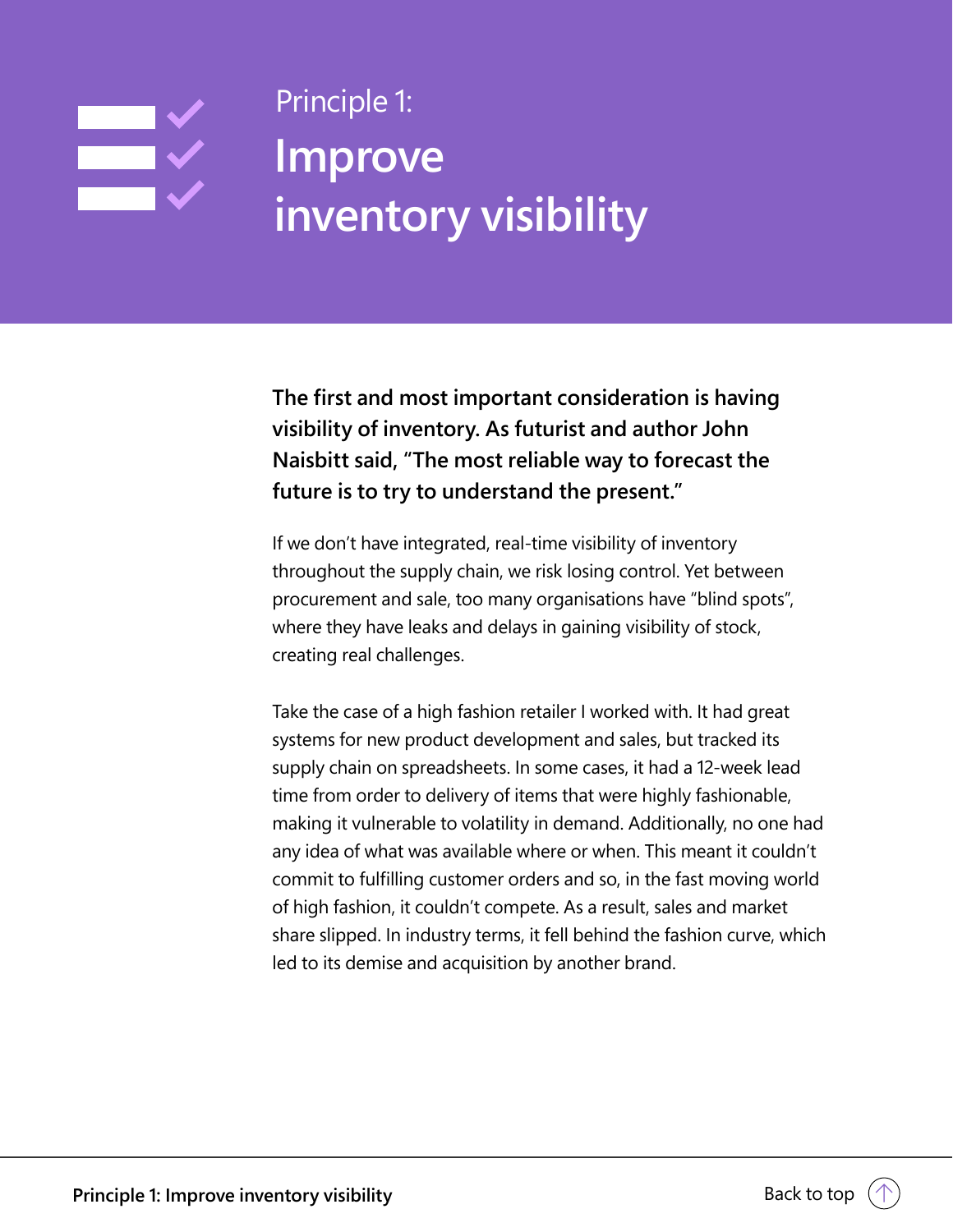Principle 1:

# Improve inventory visibility

**The first and most important consideration is having visibility of inventory. As futurist and author John Naisbitt said, "The most reliable way to forecast the future is to try to understand the present."**

If we don't have integrated, real-time visibility of inventory throughout the supply chain, we risk losing control. Yet between procurement and sale, too many organisations have "blind spots", where they have leaks and delays in gaining visibility of stock, creating real challenges.

Take the case of a high fashion retailer I worked with. It had great systems for new product development and sales, but tracked its supply chain on spreadsheets. In some cases, it had a 12-week lead time from order to delivery of items that were highly fashionable, making it vulnerable to volatility in demand. Additionally, no one had any idea of what was available where or when. This meant it couldn't commit to fulfilling customer orders and so, in the fast moving world of high fashion, it couldn't compete. As a result, sales and market share slipped. In industry terms, it fell behind the fashion curve, which led to its demise and acquisition by another brand.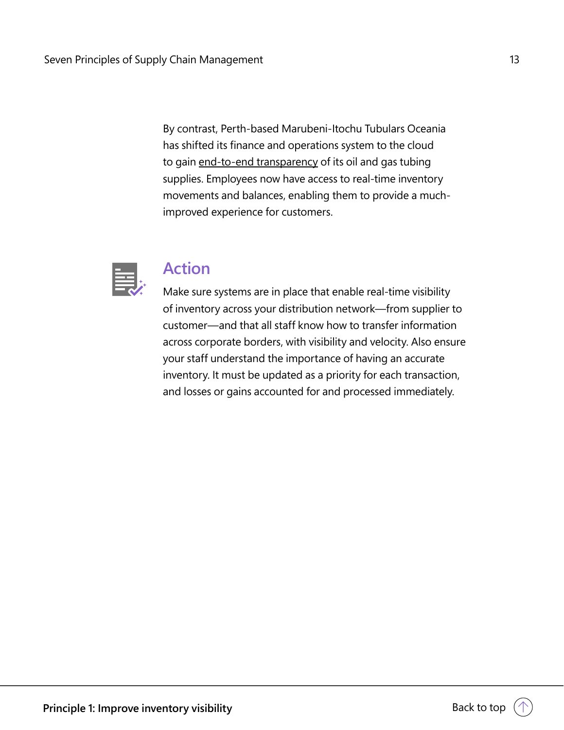By contrast, Perth-based Marubeni-Itochu Tubulars Oceania has shifted its finance and operations system to the cloud to gain end-to-end transparency of its oil and gas tubing supplies. Employees now have access to real-time inventory movements and balances, enabling them to provide a much-improved experience for customers.

## Action

Make sure systems are in place that enable real-time visibility of inventory across your distribution network—from supplier to customer—and that all staff know how to transfer information across corporate borders, with visibility and velocity. Also ensure your staff understand the importance of having an accurate inventory. It must be updated as a priority for each transaction, and losses or gains accounted for and processed immediately.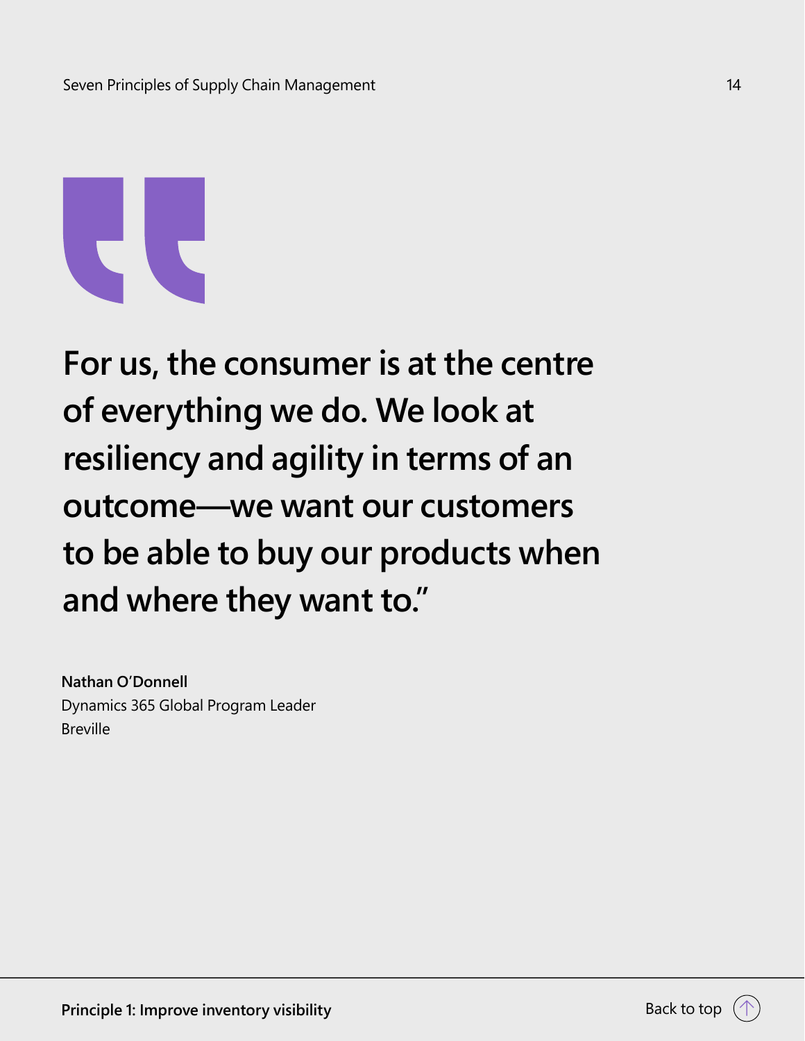**For us, the consumer is at the centre of everything we do. We look at resiliency and agility in terms of an outcome—we want our customers to be able to buy our products when and where they want to."**

**Nathan O'Donnell**
Dynamics 365 Global Program Leader
Breville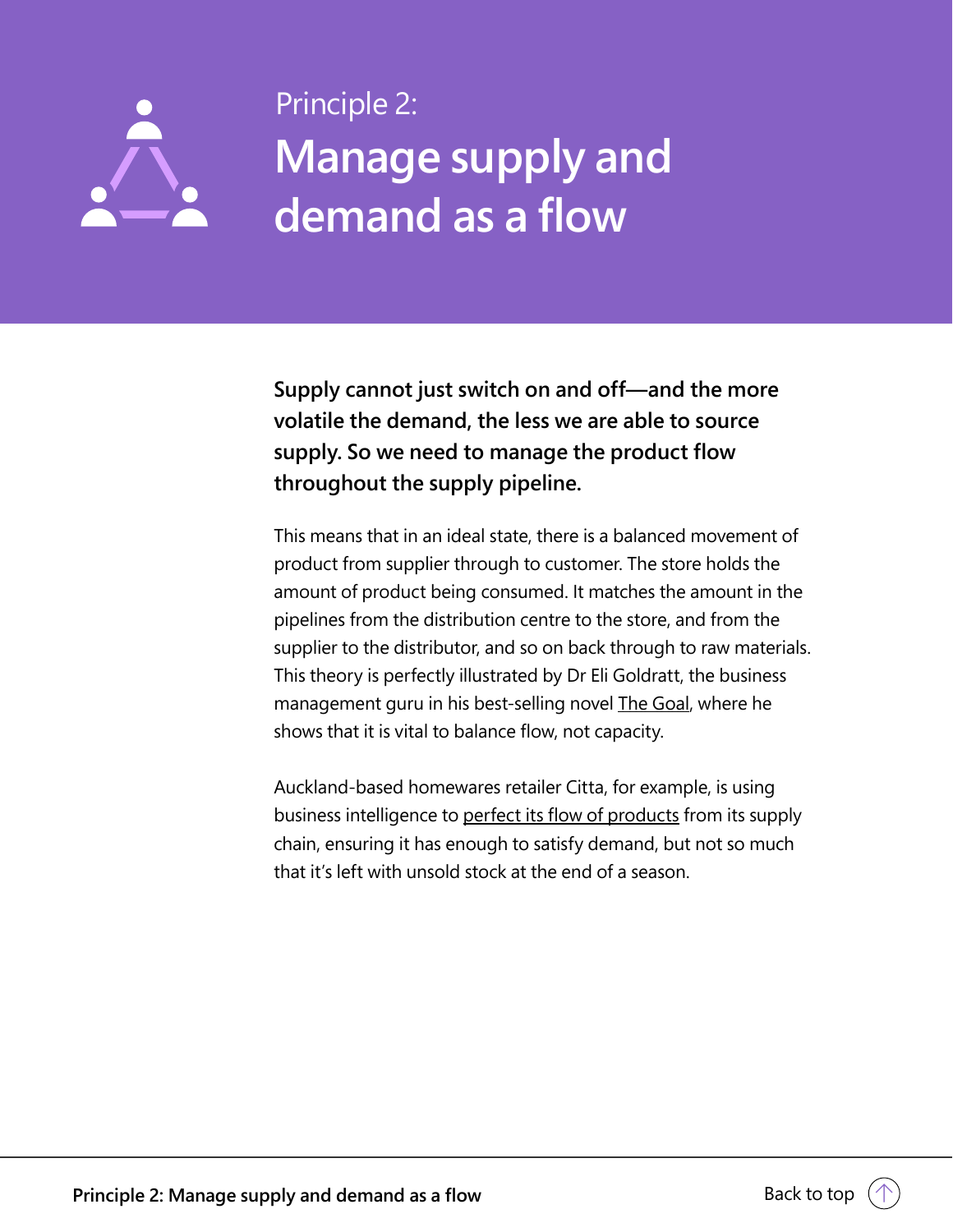Principle 2:

# Manage supply and demand as a flow

**Supply cannot just switch on and off—and the more volatile the demand, the less we are able to source supply. So we need to manage the product flow throughout the supply pipeline.**

This means that in an ideal state, there is a balanced movement of product from supplier through to customer. The store holds the amount of product being consumed. It matches the amount in the pipelines from the distribution centre to the store, and from the supplier to the distributor, and so on back through to raw materials. This theory is perfectly illustrated by Dr Eli Goldratt, the business management guru in his best-selling novel The Goal, where he shows that it is vital to balance flow, not capacity.

Auckland-based homewares retailer Citta, for example, is using business intelligence to perfect its flow of products from its supply chain, ensuring it has enough to satisfy demand, but not so much that it's left with unsold stock at the end of a season.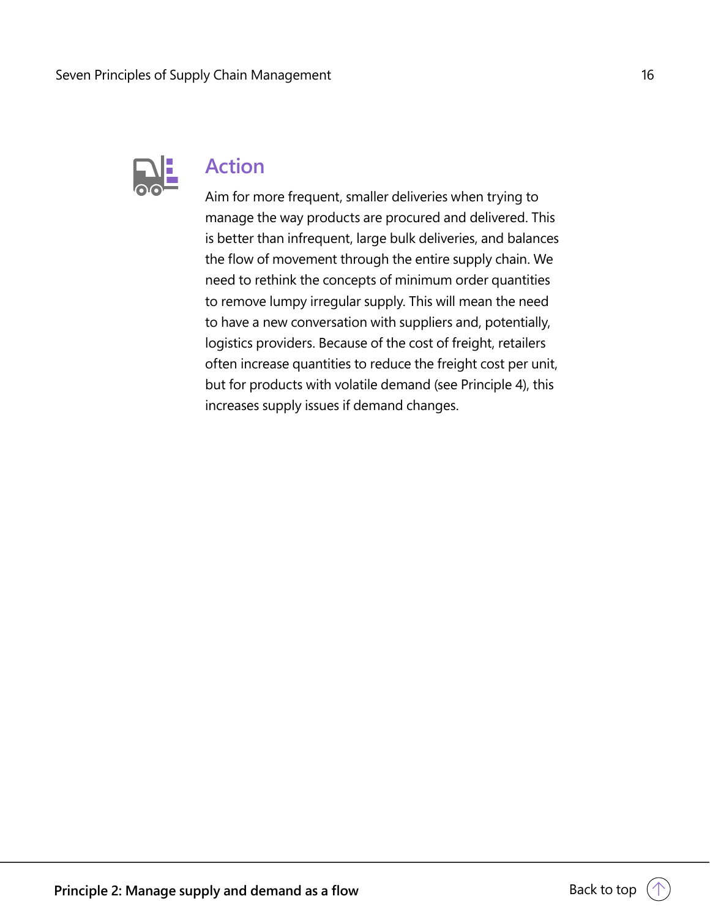## Action

Aim for more frequent, smaller deliveries when trying to manage the way products are procured and delivered. This is better than infrequent, large bulk deliveries, and balances the flow of movement through the entire supply chain. We need to rethink the concepts of minimum order quantities to remove lumpy irregular supply. This will mean the need to have a new conversation with suppliers and, potentially, logistics providers. Because of the cost of freight, retailers often increase quantities to reduce the freight cost per unit, but for products with volatile demand (see Principle 4), this increases supply issues if demand changes.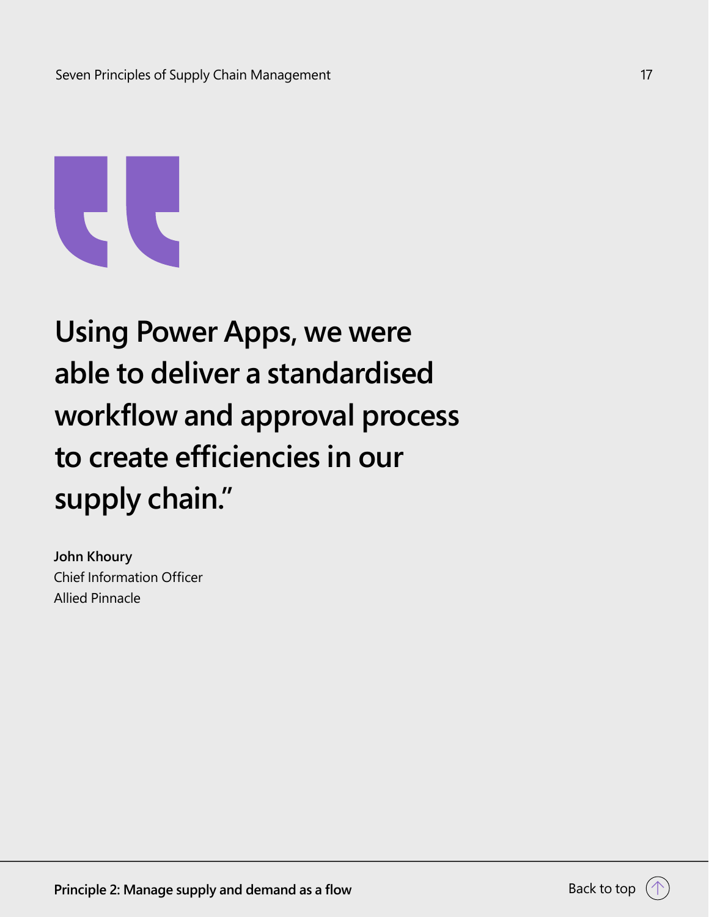"Using Power Apps, we were able to deliver a standardised workflow and approval process to create efficiencies in our supply chain."

**John Khoury**
Chief Information Officer
Allied Pinnacle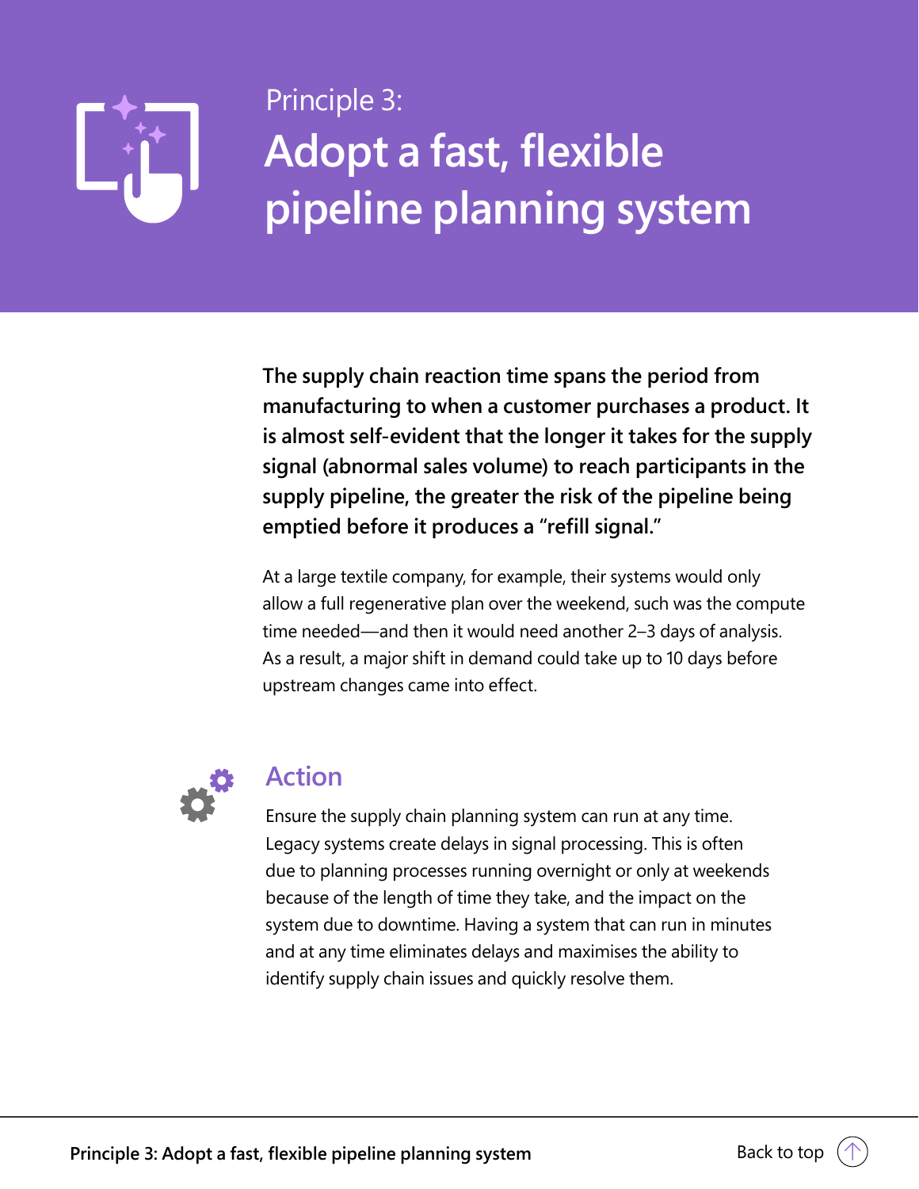Principle 3:

# Adopt a fast, flexible pipeline planning system

**The supply chain reaction time spans the period from manufacturing to when a customer purchases a product. It is almost self-evident that the longer it takes for the supply signal (abnormal sales volume) to reach participants in the supply pipeline, the greater the risk of the pipeline being emptied before it produces a “refill signal.”**

At a large textile company, for example, their systems would only allow a full regenerative plan over the weekend, such was the compute time needed—and then it would need another 2–3 days of analysis. As a result, a major shift in demand could take up to 10 days before upstream changes came into effect.

## Action

Ensure the supply chain planning system can run at any time. Legacy systems create delays in signal processing. This is often due to planning processes running overnight or only at weekends because of the length of time they take, and the impact on the system due to downtime. Having a system that can run in minutes and at any time eliminates delays and maximises the ability to identify supply chain issues and quickly resolve them.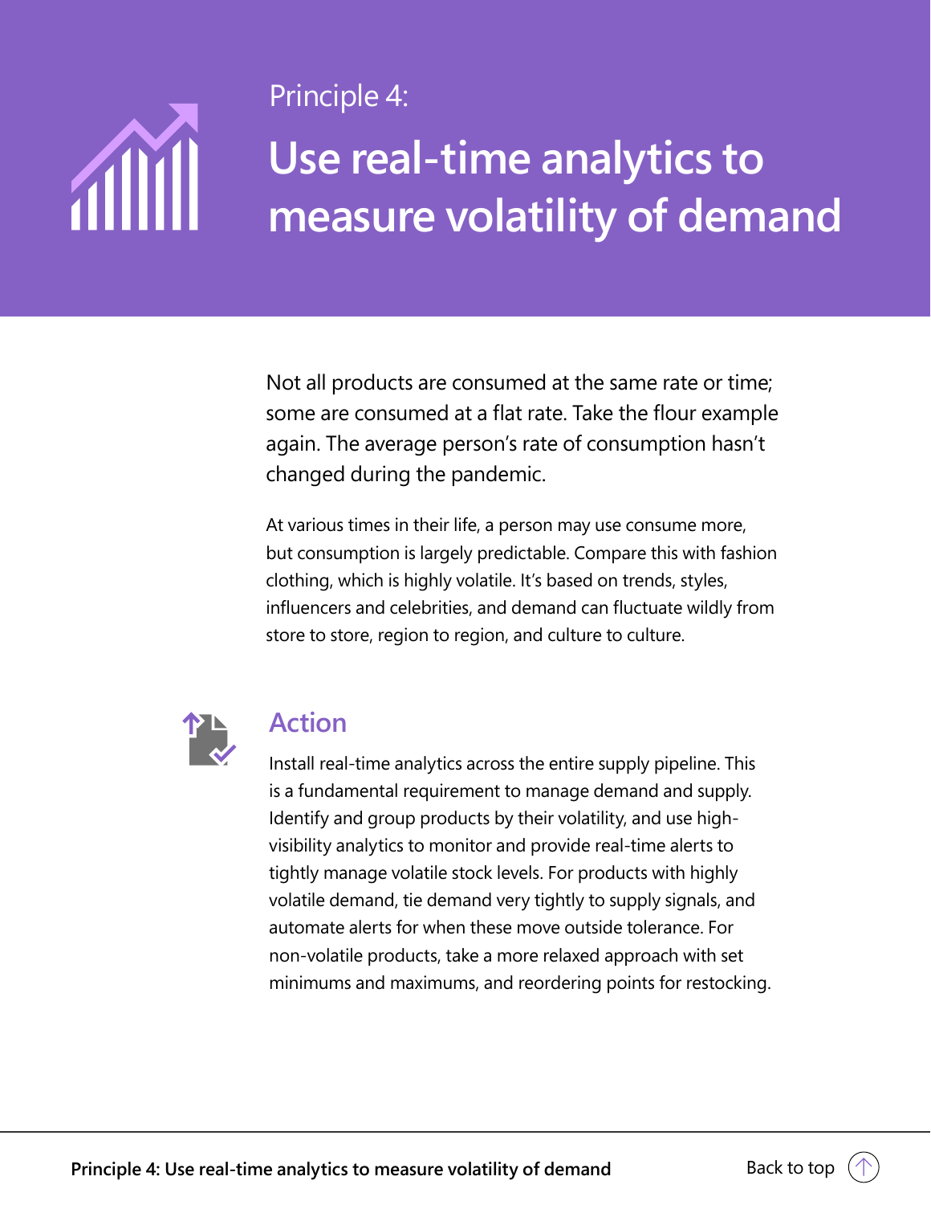Principle 4:

# Use real-time analytics to measure volatility of demand

Not all products are consumed at the same rate or time; some are consumed at a flat rate. Take the flour example again. The average person's rate of consumption hasn't changed during the pandemic.

At various times in their life, a person may use consume more, but consumption is largely predictable. Compare this with fashion clothing, which is highly volatile. It's based on trends, styles, influencers and celebrities, and demand can fluctuate wildly from store to store, region to region, and culture to culture.

## Action

Install real-time analytics across the entire supply pipeline. This is a fundamental requirement to manage demand and supply. Identify and group products by their volatility, and use high-visibility analytics to monitor and provide real-time alerts to tightly manage volatile stock levels. For products with highly volatile demand, tie demand very tightly to supply signals, and automate alerts for when these move outside tolerance. For non-volatile products, take a more relaxed approach with set minimums and maximums, and reordering points for restocking.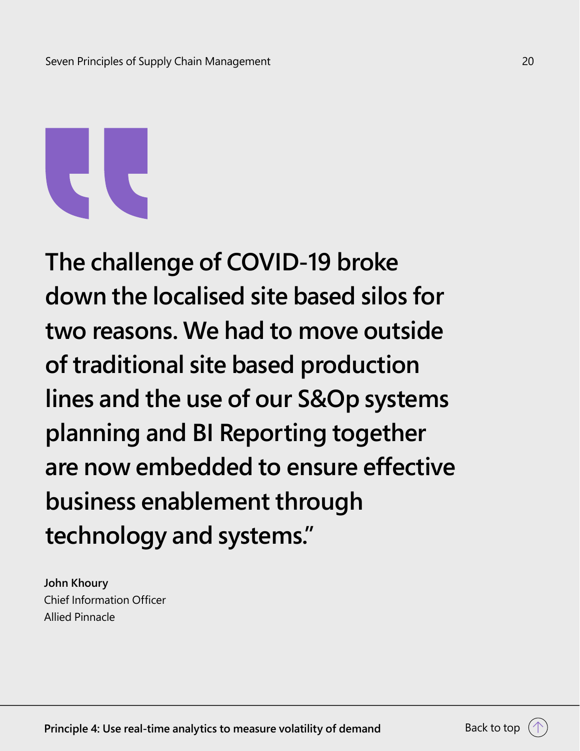**The challenge of COVID-19 broke down the localised site based silos for two reasons. We had to move outside of traditional site based production lines and the use of our S&Op systems planning and BI Reporting together are now embedded to ensure effective business enablement through technology and systems."**

**John Khoury**
Chief Information Officer
Allied Pinnacle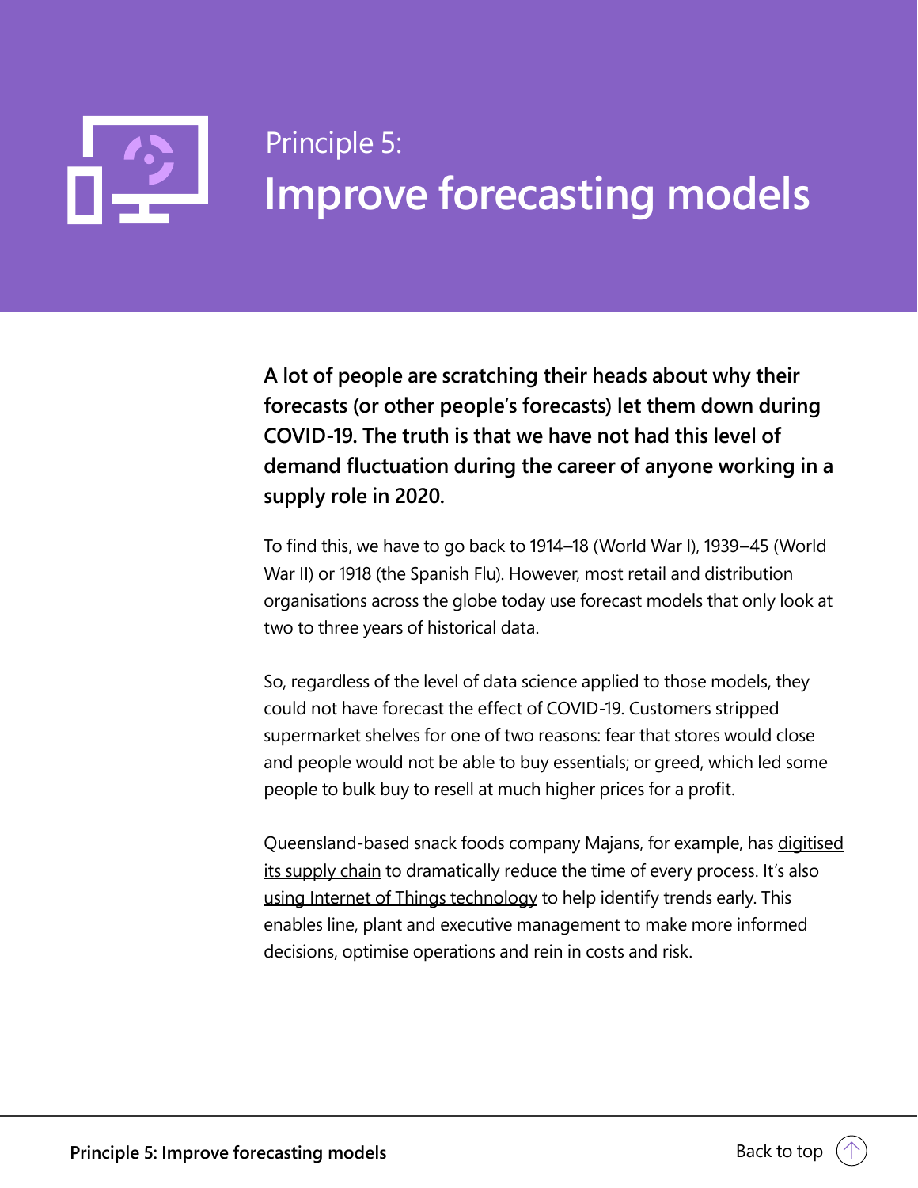Principle 5:

# Improve forecasting models

**A lot of people are scratching their heads about why their forecasts (or other people's forecasts) let them down during COVID-19. The truth is that we have not had this level of demand fluctuation during the career of anyone working in a supply role in 2020.**

To find this, we have to go back to 1914–18 (World War I), 1939–45 (World War II) or 1918 (the Spanish Flu). However, most retail and distribution organisations across the globe today use forecast models that only look at two to three years of historical data.

So, regardless of the level of data science applied to those models, they could not have forecast the effect of COVID-19. Customers stripped supermarket shelves for one of two reasons: fear that stores would close and people would not be able to buy essentials; or greed, which led some people to bulk buy to resell at much higher prices for a profit.

Queensland-based snack foods company Majans, for example, has digitised its supply chain to dramatically reduce the time of every process. It's also using Internet of Things technology to help identify trends early. This enables line, plant and executive management to make more informed decisions, optimise operations and rein in costs and risk.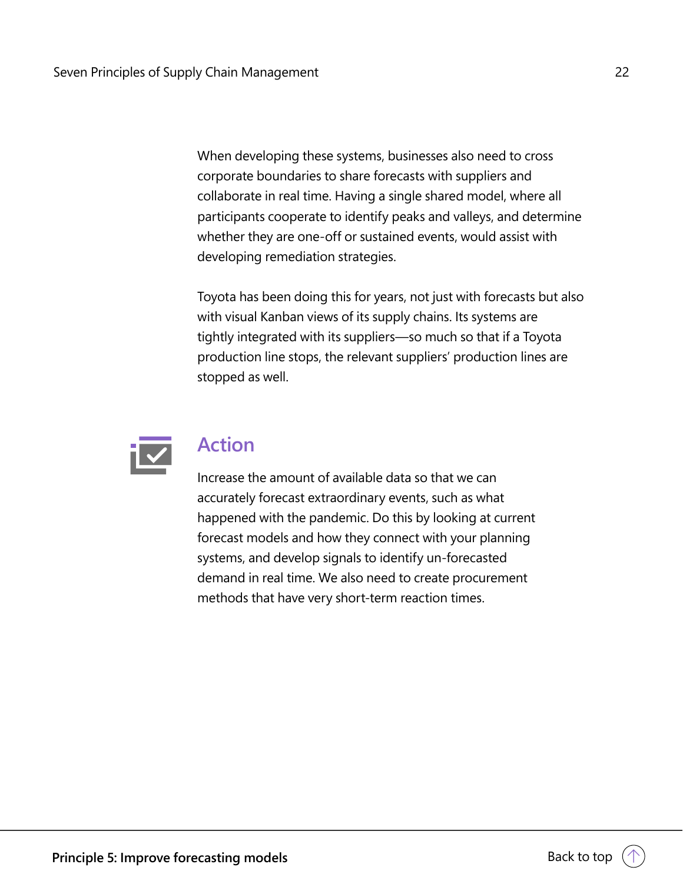When developing these systems, businesses also need to cross corporate boundaries to share forecasts with suppliers and collaborate in real time. Having a single shared model, where all participants cooperate to identify peaks and valleys, and determine whether they are one-off or sustained events, would assist with developing remediation strategies.

Toyota has been doing this for years, not just with forecasts but also with visual Kanban views of its supply chains. Its systems are tightly integrated with its suppliers—so much so that if a Toyota production line stops, the relevant suppliers' production lines are stopped as well.

## Action

Increase the amount of available data so that we can accurately forecast extraordinary events, such as what happened with the pandemic. Do this by looking at current forecast models and how they connect with your planning systems, and develop signals to identify un-forecasted demand in real time. We also need to create procurement methods that have very short-term reaction times.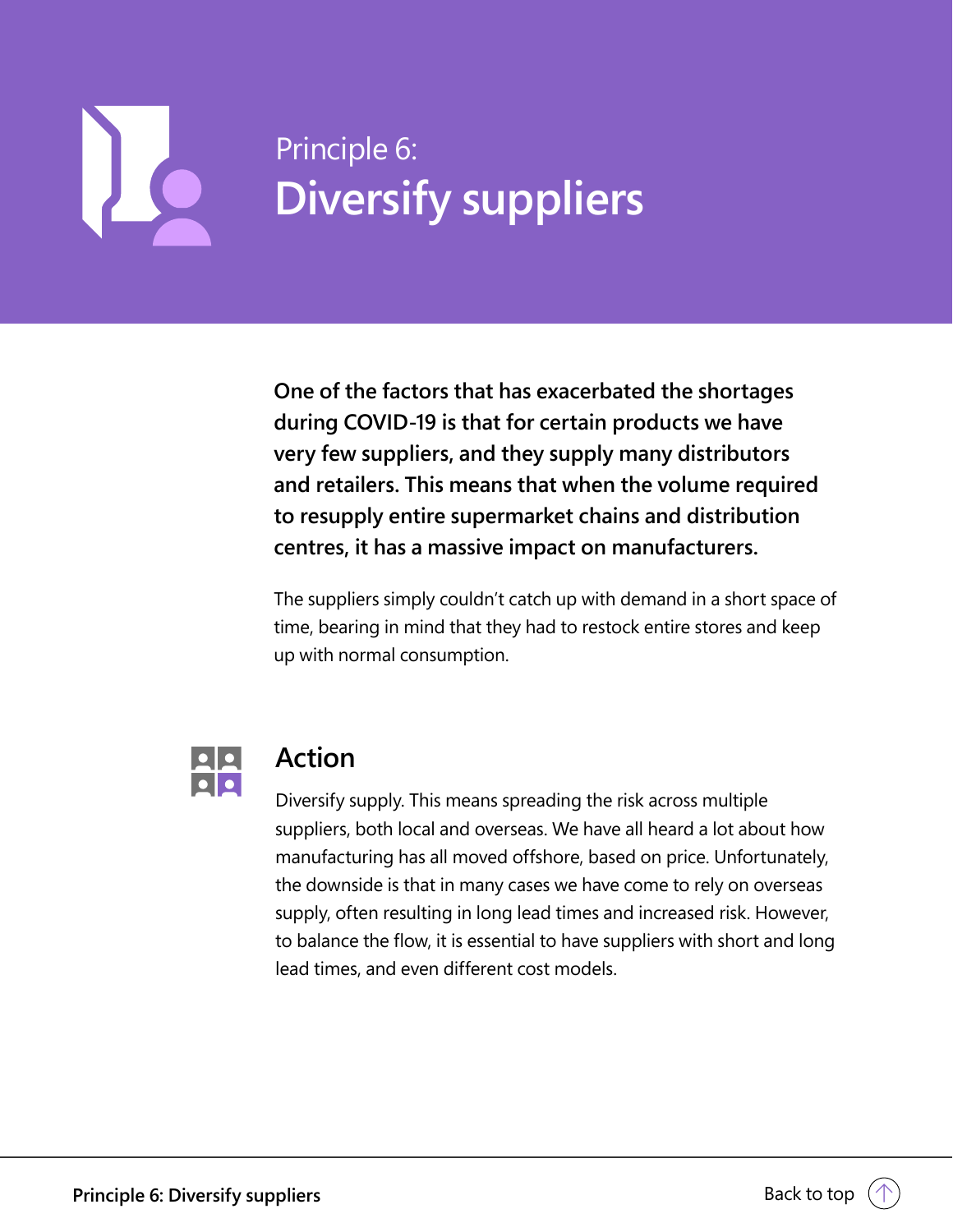Principle 6:

# Diversify suppliers

**One of the factors that has exacerbated the shortages during COVID-19 is that for certain products we have very few suppliers, and they supply many distributors and retailers. This means that when the volume required to resupply entire supermarket chains and distribution centres, it has a massive impact on manufacturers.**

The suppliers simply couldn't catch up with demand in a short space of time, bearing in mind that they had to restock entire stores and keep up with normal consumption.

## Action

Diversify supply. This means spreading the risk across multiple suppliers, both local and overseas. We have all heard a lot about how manufacturing has all moved offshore, based on price. Unfortunately, the downside is that in many cases we have come to rely on overseas supply, often resulting in long lead times and increased risk. However, to balance the flow, it is essential to have suppliers with short and long lead times, and even different cost models.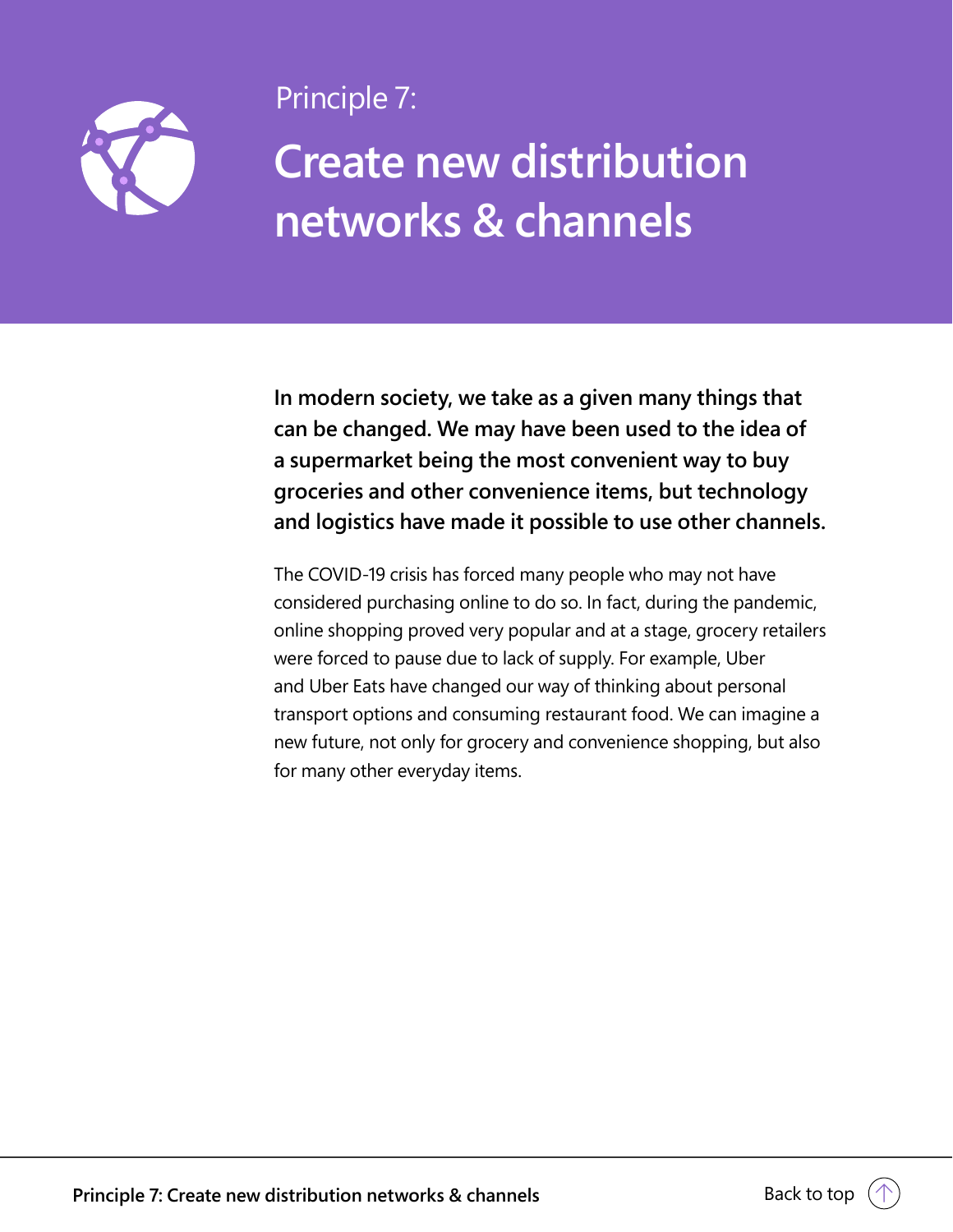Principle 7:

# Create new distribution networks & channels

**In modern society, we take as a given many things that can be changed. We may have been used to the idea of a supermarket being the most convenient way to buy groceries and other convenience items, but technology and logistics have made it possible to use other channels.**

The COVID-19 crisis has forced many people who may not have considered purchasing online to do so. In fact, during the pandemic, online shopping proved very popular and at a stage, grocery retailers were forced to pause due to lack of supply. For example, Uber and Uber Eats have changed our way of thinking about personal transport options and consuming restaurant food. We can imagine a new future, not only for grocery and convenience shopping, but also for many other everyday items.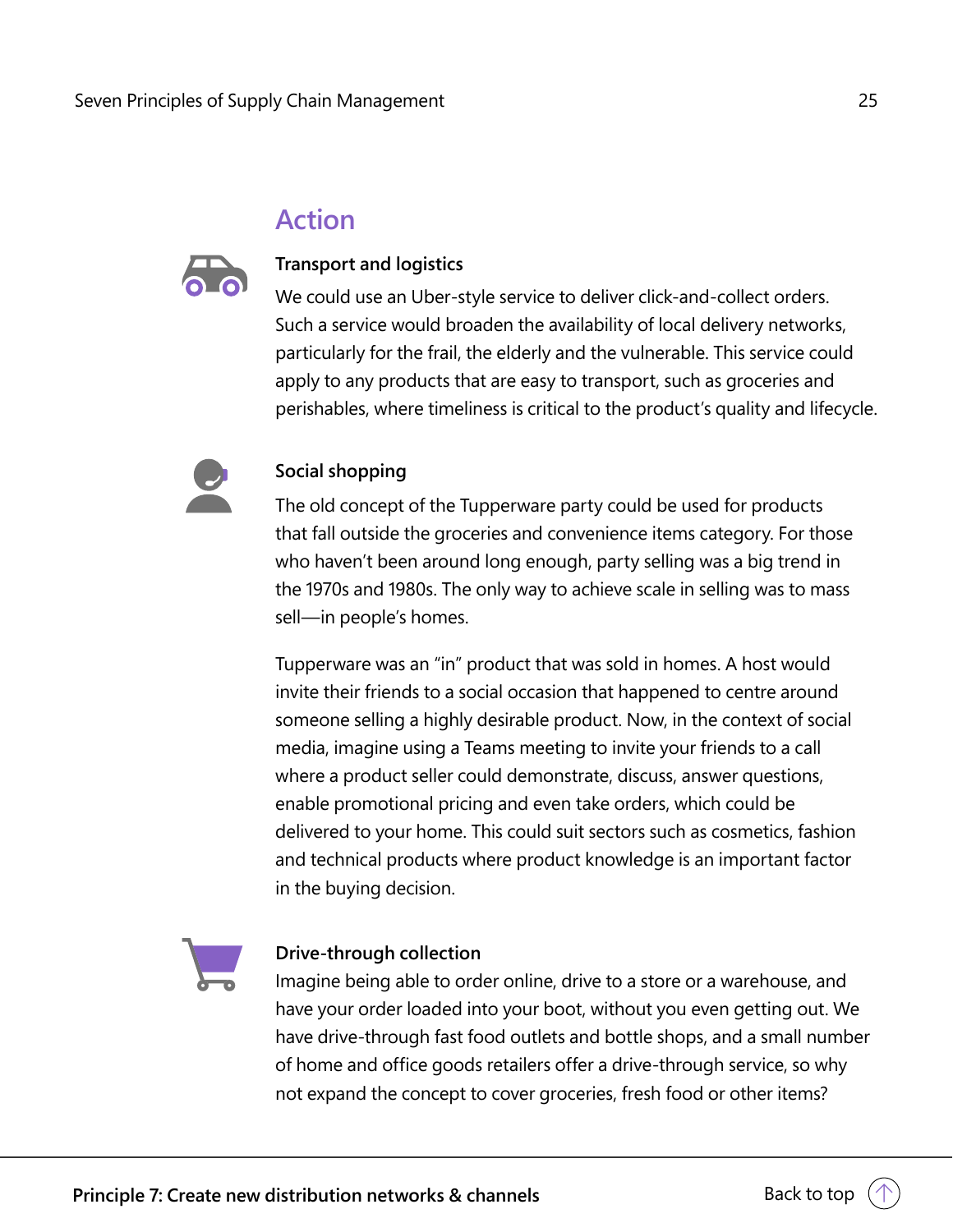## Action

### Transport and logistics

We could use an Uber-style service to deliver click-and-collect orders. Such a service would broaden the availability of local delivery networks, particularly for the frail, the elderly and the vulnerable. This service could apply to any products that are easy to transport, such as groceries and perishables, where timeliness is critical to the product's quality and lifecycle.

### Social shopping

The old concept of the Tupperware party could be used for products that fall outside the groceries and convenience items category. For those who haven't been around long enough, party selling was a big trend in the 1970s and 1980s. The only way to achieve scale in selling was to mass sell—in people's homes.

Tupperware was an "in" product that was sold in homes. A host would invite their friends to a social occasion that happened to centre around someone selling a highly desirable product. Now, in the context of social media, imagine using a Teams meeting to invite your friends to a call where a product seller could demonstrate, discuss, answer questions, enable promotional pricing and even take orders, which could be delivered to your home. This could suit sectors such as cosmetics, fashion and technical products where product knowledge is an important factor in the buying decision.

### Drive-through collection

Imagine being able to order online, drive to a store or a warehouse, and have your order loaded into your boot, without you even getting out. We have drive-through fast food outlets and bottle shops, and a small number of home and office goods retailers offer a drive-through service, so why not expand the concept to cover groceries, fresh food or other items?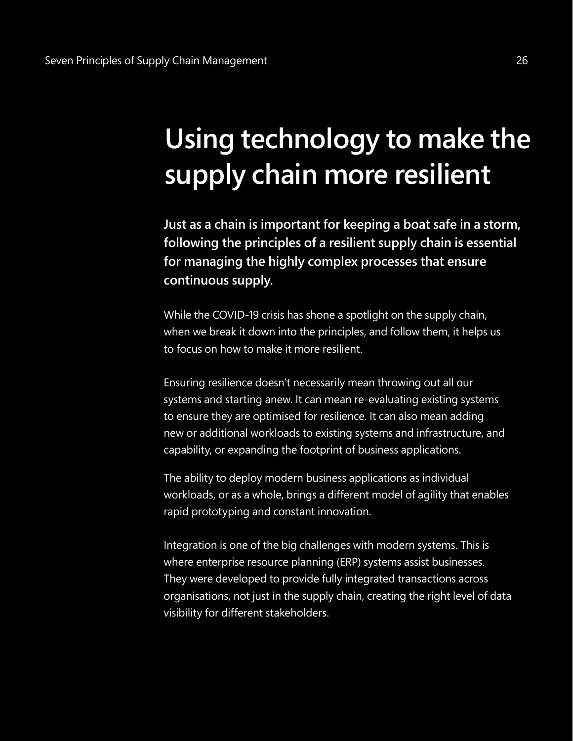# Using technology to make the supply chain more resilient

**Just as a chain is important for keeping a boat safe in a storm, following the principles of a resilient supply chain is essential for managing the highly complex processes that ensure continuous supply.**

While the COVID-19 crisis has shone a spotlight on the supply chain, when we break it down into the principles, and follow them, it helps us to focus on how to make it more resilient.

Ensuring resilience doesn't necessarily mean throwing out all our systems and starting anew. It can mean re-evaluating existing systems to ensure they are optimised for resilience. It can also mean adding new or additional workloads to existing systems and infrastructure, and capability, or expanding the footprint of business applications.

The ability to deploy modern business applications as individual workloads, or as a whole, brings a different model of agility that enables rapid prototyping and constant innovation.

Integration is one of the big challenges with modern systems. This is where enterprise resource planning (ERP) systems assist businesses. They were developed to provide fully integrated transactions across organisations, not just in the supply chain, creating the right level of data visibility for different stakeholders.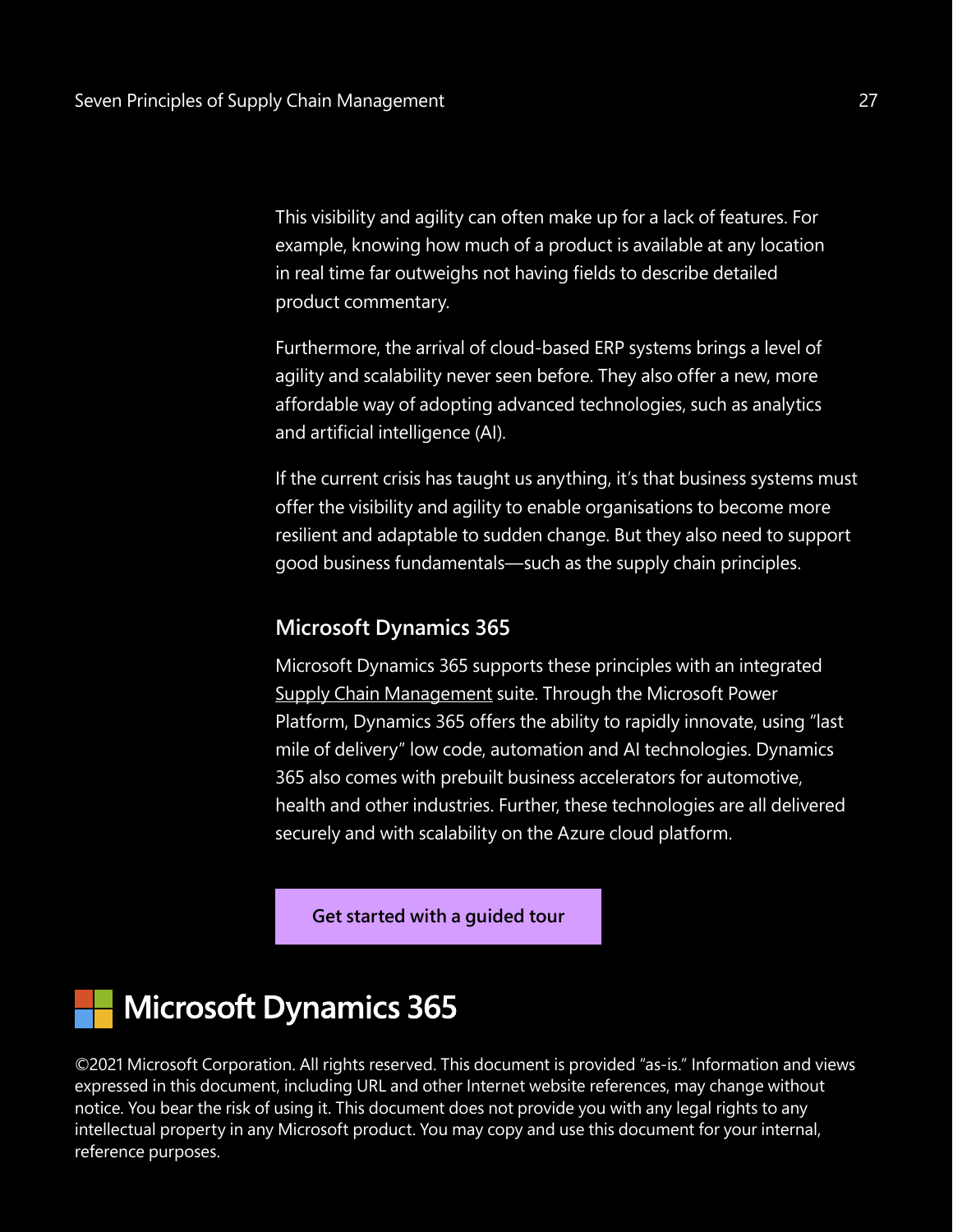This visibility and agility can often make up for a lack of features. For example, knowing how much of a product is available at any location in real time far outweighs not having fields to describe detailed product commentary.

Furthermore, the arrival of cloud-based ERP systems brings a level of agility and scalability never seen before. They also offer a new, more affordable way of adopting advanced technologies, such as analytics and artificial intelligence (AI).

If the current crisis has taught us anything, it's that business systems must offer the visibility and agility to enable organisations to become more resilient and adaptable to sudden change. But they also need to support good business fundamentals—such as the supply chain principles.

### Microsoft Dynamics 365

Microsoft Dynamics 365 supports these principles with an integrated Supply Chain Management suite. Through the Microsoft Power Platform, Dynamics 365 offers the ability to rapidly innovate, using "last mile of delivery" low code, automation and AI technologies. Dynamics 365 also comes with prebuilt business accelerators for automotive, health and other industries. Further, these technologies are all delivered securely and with scalability on the Azure cloud platform.

**Get started with a guided tour**

**Microsoft Dynamics 365**

©2021 Microsoft Corporation. All rights reserved. This document is provided "as-is." Information and views expressed in this document, including URL and other Internet website references, may change without notice. You bear the risk of using it. This document does not provide you with any legal rights to any intellectual property in any Microsoft product. You may copy and use this document for your internal, reference purposes.